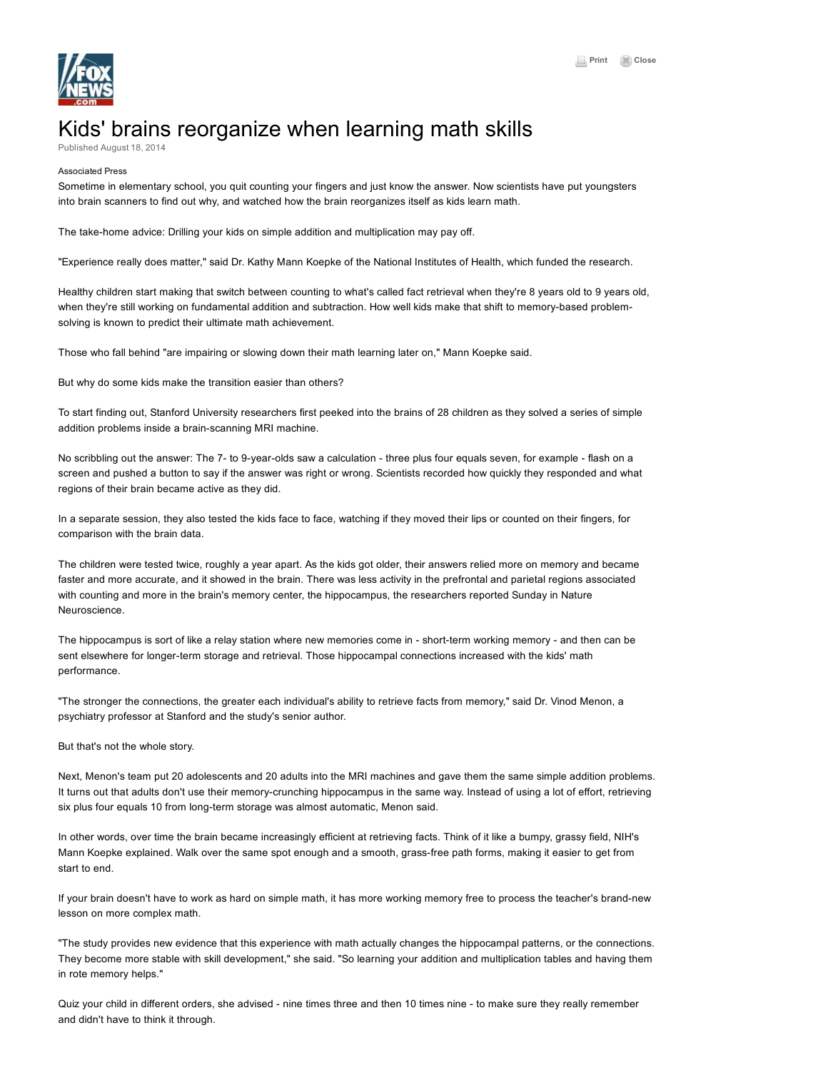# Kids' brains reorganize when learning math skills

Published August 18, 2014

Associated Press

Sometime in elementary school, you quit counting your fingers and just know the answer. Now scientists have put youngsters into brain scanners to find out why, and watched how the brain reorganizes itself as kids learn math.

The take-home advice: Drilling your kids on simple addition and multiplication may pay off.

"Experience really does matter," said Dr. Kathy Mann Koepke of the National Institutes of Health, which funded the research.

Healthy children start making that switch between counting to what's called fact retrieval when they're 8 years old to 9 years old, when they're still working on fundamental addition and subtraction. How well kids make that shift to memory-based problem-solving is known to predict their ultimate math achievement.

Those who fall behind "are impairing or slowing down their math learning later on," Mann Koepke said.

But why do some kids make the transition easier than others?

To start finding out, Stanford University researchers first peeked into the brains of 28 children as they solved a series of simple addition problems inside a brain-scanning MRI machine.

No scribbling out the answer: The 7- to 9-year-olds saw a calculation - three plus four equals seven, for example - flash on a screen and pushed a button to say if the answer was right or wrong. Scientists recorded how quickly they responded and what regions of their brain became active as they did.

In a separate session, they also tested the kids face to face, watching if they moved their lips or counted on their fingers, for comparison with the brain data.

The children were tested twice, roughly a year apart. As the kids got older, their answers relied more on memory and became faster and more accurate, and it showed in the brain. There was less activity in the prefrontal and parietal regions associated with counting and more in the brain's memory center, the hippocampus, the researchers reported Sunday in Nature Neuroscience.

The hippocampus is sort of like a relay station where new memories come in - short-term working memory - and then can be sent elsewhere for longer-term storage and retrieval. Those hippocampal connections increased with the kids' math performance.

"The stronger the connections, the greater each individual's ability to retrieve facts from memory," said Dr. Vinod Menon, a psychiatry professor at Stanford and the study's senior author.

But that's not the whole story.

Next, Menon's team put 20 adolescents and 20 adults into the MRI machines and gave them the same simple addition problems. It turns out that adults don't use their memory-crunching hippocampus in the same way. Instead of using a lot of effort, retrieving six plus four equals 10 from long-term storage was almost automatic, Menon said.

In other words, over time the brain became increasingly efficient at retrieving facts. Think of it like a bumpy, grassy field, NIH's Mann Koepke explained. Walk over the same spot enough and a smooth, grass-free path forms, making it easier to get from start to end.

If your brain doesn't have to work as hard on simple math, it has more working memory free to process the teacher's brand-new lesson on more complex math.

"The study provides new evidence that this experience with math actually changes the hippocampal patterns, or the connections. They become more stable with skill development," she said. "So learning your addition and multiplication tables and having them in rote memory helps."

Quiz your child in different orders, she advised - nine times three and then 10 times nine - to make sure they really remember and didn't have to think it through.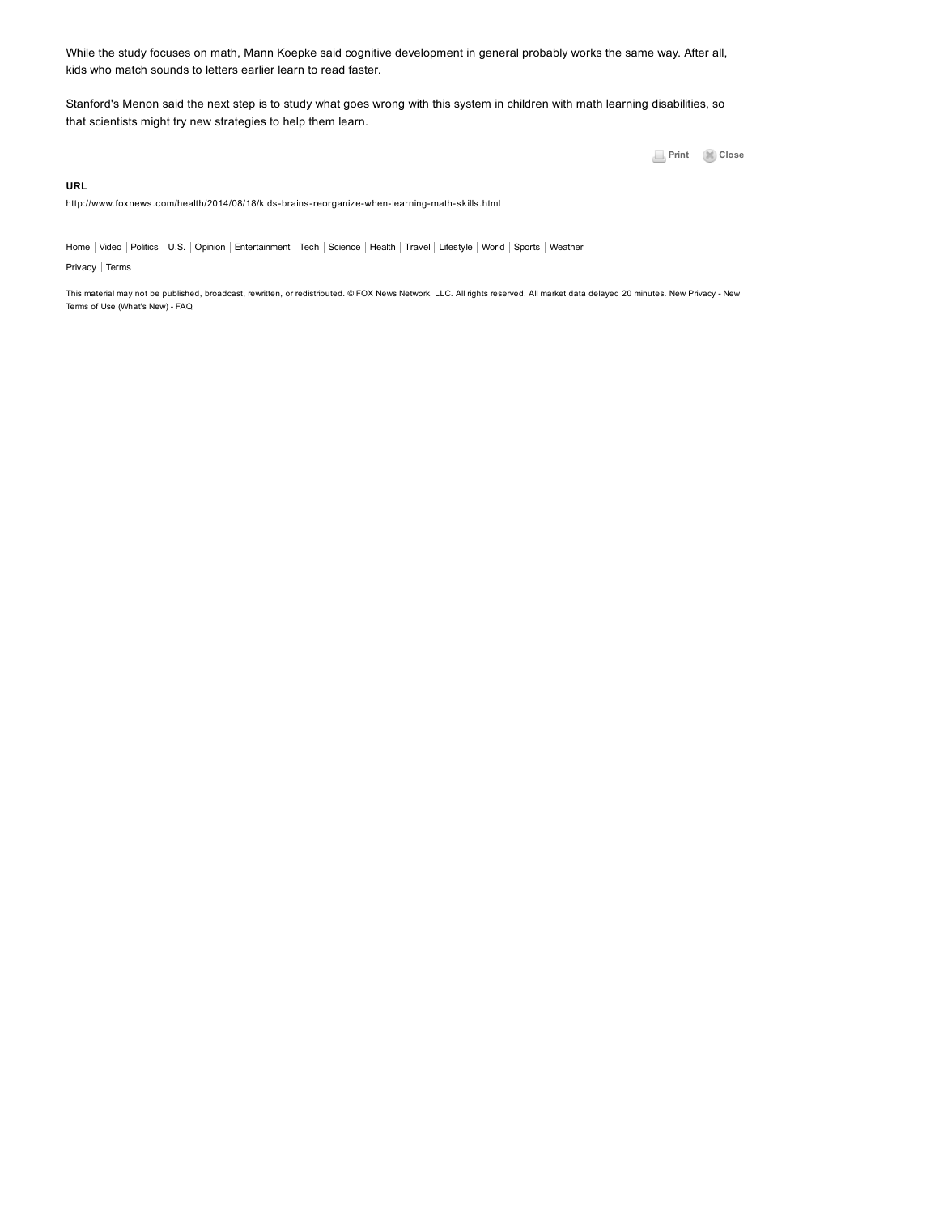While the study focuses on math, Mann Koepke said cognitive development in general probably works the same way. After all, kids who match sounds to letters earlier learn to read faster.

Stanford's Menon said the next step is to study what goes wrong with this system in children with math learning disabilities, so that scientists might try new strategies to help them learn.

**URL**

http://www.foxnews.com/health/2014/08/18/kids-brains-reorganize-when-learning-math-skills.html

Home | Video | Politics | U.S. | Opinion | Entertainment | Tech | Science | Health | Travel | Lifestyle | World | Sports | Weather

Privacy | Terms

This material may not be published, broadcast, rewritten, or redistributed. © FOX News Network, LLC. All rights reserved. All market data delayed 20 minutes. New Privacy - New Terms of Use (What's New) - FAQ